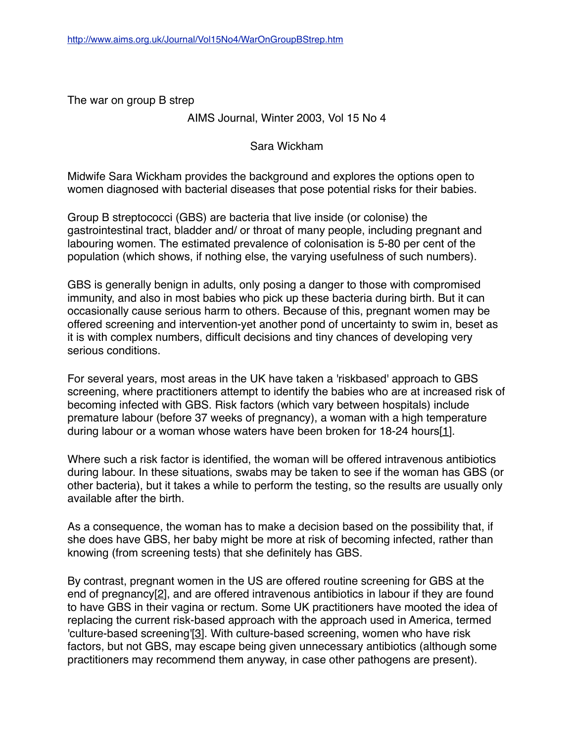http://www.aims.org.uk/Journal/Vol15No4/WarOnGroupBStrep.htm

# The war on group B strep

AIMS Journal, Winter 2003, Vol 15 No 4

Sara Wickham

Midwife Sara Wickham provides the background and explores the options open to women diagnosed with bacterial diseases that pose potential risks for their babies.

Group B streptococci (GBS) are bacteria that live inside (or colonise) the gastrointestinal tract, bladder and/ or throat of many people, including pregnant and labouring women. The estimated prevalence of colonisation is 5-80 per cent of the population (which shows, if nothing else, the varying usefulness of such numbers).

GBS is generally benign in adults, only posing a danger to those with compromised immunity, and also in most babies who pick up these bacteria during birth. But it can occasionally cause serious harm to others. Because of this, pregnant women may be offered screening and intervention-yet another pond of uncertainty to swim in, beset as it is with complex numbers, difficult decisions and tiny chances of developing very serious conditions.

For several years, most areas in the UK have taken a 'riskbased' approach to GBS screening, where practitioners attempt to identify the babies who are at increased risk of becoming infected with GBS. Risk factors (which vary between hospitals) include premature labour (before 37 weeks of pregnancy), a woman with a high temperature during labour or a woman whose waters have been broken for 18-24 hours[1].

Where such a risk factor is identified, the woman will be offered intravenous antibiotics during labour. In these situations, swabs may be taken to see if the woman has GBS (or other bacteria), but it takes a while to perform the testing, so the results are usually only available after the birth.

As a consequence, the woman has to make a decision based on the possibility that, if she does have GBS, her baby might be more at risk of becoming infected, rather than knowing (from screening tests) that she definitely has GBS.

By contrast, pregnant women in the US are offered routine screening for GBS at the end of pregnancy[2], and are offered intravenous antibiotics in labour if they are found to have GBS in their vagina or rectum. Some UK practitioners have mooted the idea of replacing the current risk-based approach with the approach used in America, termed 'culture-based screening'[3]. With culture-based screening, women who have risk factors, but not GBS, may escape being given unnecessary antibiotics (although some practitioners may recommend them anyway, in case other pathogens are present).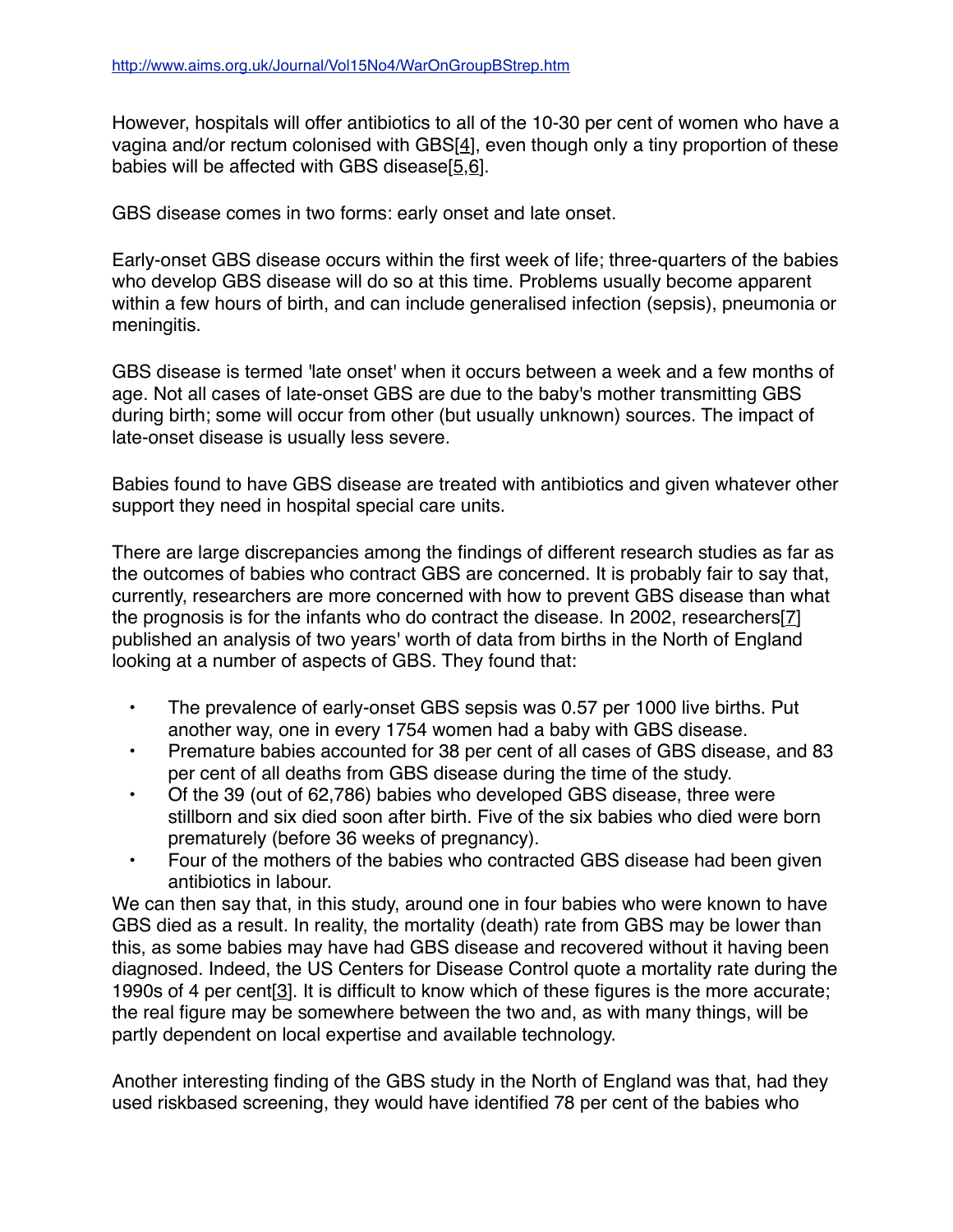http://www.aims.org.uk/Journal/Vol15No4/WarOnGroupBStrep.htm

However, hospitals will offer antibiotics to all of the 10-30 per cent of women who have a vagina and/or rectum colonised with GBS[4], even though only a tiny proportion of these babies will be affected with GBS disease[5,6].

GBS disease comes in two forms: early onset and late onset.

Early-onset GBS disease occurs within the first week of life; three-quarters of the babies who develop GBS disease will do so at this time. Problems usually become apparent within a few hours of birth, and can include generalised infection (sepsis), pneumonia or meningitis.

GBS disease is termed 'late onset' when it occurs between a week and a few months of age. Not all cases of late-onset GBS are due to the baby's mother transmitting GBS during birth; some will occur from other (but usually unknown) sources. The impact of late-onset disease is usually less severe.

Babies found to have GBS disease are treated with antibiotics and given whatever other support they need in hospital special care units.

There are large discrepancies among the findings of different research studies as far as the outcomes of babies who contract GBS are concerned. It is probably fair to say that, currently, researchers are more concerned with how to prevent GBS disease than what the prognosis is for the infants who do contract the disease. In 2002, researchers[7] published an analysis of two years' worth of data from births in the North of England looking at a number of aspects of GBS. They found that:

- The prevalence of early-onset GBS sepsis was 0.57 per 1000 live births. Put another way, one in every 1754 women had a baby with GBS disease.
- Premature babies accounted for 38 per cent of all cases of GBS disease, and 83 per cent of all deaths from GBS disease during the time of the study.
- Of the 39 (out of 62,786) babies who developed GBS disease, three were stillborn and six died soon after birth. Five of the six babies who died were born prematurely (before 36 weeks of pregnancy).
- Four of the mothers of the babies who contracted GBS disease had been given antibiotics in labour.

We can then say that, in this study, around one in four babies who were known to have GBS died as a result. In reality, the mortality (death) rate from GBS may be lower than this, as some babies may have had GBS disease and recovered without it having been diagnosed. Indeed, the US Centers for Disease Control quote a mortality rate during the 1990s of 4 per cent[3]. It is difficult to know which of these figures is the more accurate; the real figure may be somewhere between the two and, as with many things, will be partly dependent on local expertise and available technology.

Another interesting finding of the GBS study in the North of England was that, had they used riskbased screening, they would have identified 78 per cent of the babies who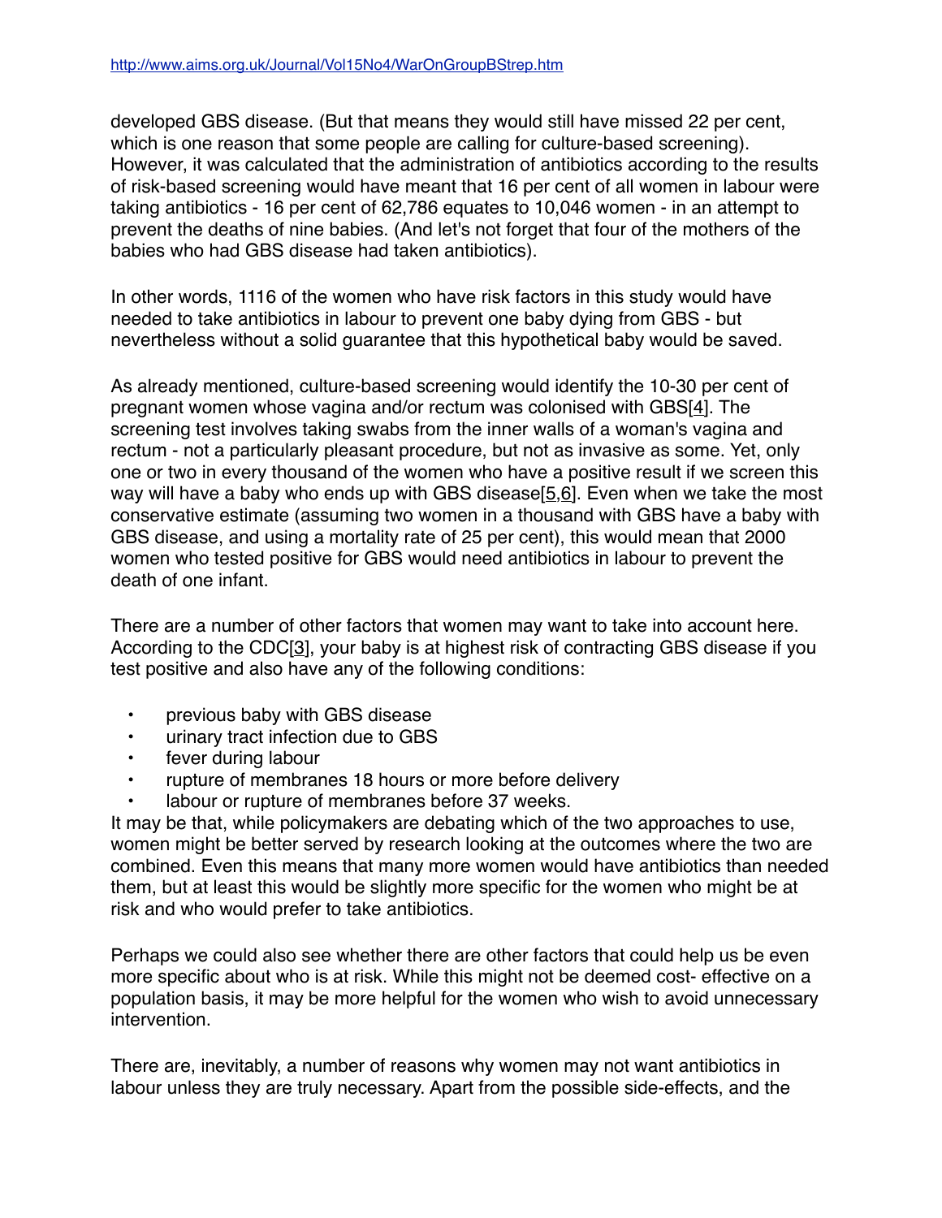developed GBS disease. (But that means they would still have missed 22 per cent, which is one reason that some people are calling for culture-based screening). However, it was calculated that the administration of antibiotics according to the results of risk-based screening would have meant that 16 per cent of all women in labour were taking antibiotics - 16 per cent of 62,786 equates to 10,046 women - in an attempt to prevent the deaths of nine babies. (And let's not forget that four of the mothers of the babies who had GBS disease had taken antibiotics).

In other words, 1116 of the women who have risk factors in this study would have needed to take antibiotics in labour to prevent one baby dying from GBS - but nevertheless without a solid guarantee that this hypothetical baby would be saved.

As already mentioned, culture-based screening would identify the 10-30 per cent of pregnant women whose vagina and/or rectum was colonised with GBS[4]. The screening test involves taking swabs from the inner walls of a woman's vagina and rectum - not a particularly pleasant procedure, but not as invasive as some. Yet, only one or two in every thousand of the women who have a positive result if we screen this way will have a baby who ends up with GBS disease[5,6]. Even when we take the most conservative estimate (assuming two women in a thousand with GBS have a baby with GBS disease, and using a mortality rate of 25 per cent), this would mean that 2000 women who tested positive for GBS would need antibiotics in labour to prevent the death of one infant.

There are a number of other factors that women may want to take into account here. According to the CDC[3], your baby is at highest risk of contracting GBS disease if you test positive and also have any of the following conditions:

- previous baby with GBS disease
- urinary tract infection due to GBS
- fever during labour
- rupture of membranes 18 hours or more before delivery
- labour or rupture of membranes before 37 weeks.

It may be that, while policymakers are debating which of the two approaches to use, women might be better served by research looking at the outcomes where the two are combined. Even this means that many more women would have antibiotics than needed them, but at least this would be slightly more specific for the women who might be at risk and who would prefer to take antibiotics.

Perhaps we could also see whether there are other factors that could help us be even more specific about who is at risk. While this might not be deemed cost- effective on a population basis, it may be more helpful for the women who wish to avoid unnecessary intervention.

There are, inevitably, a number of reasons why women may not want antibiotics in labour unless they are truly necessary. Apart from the possible side-effects, and the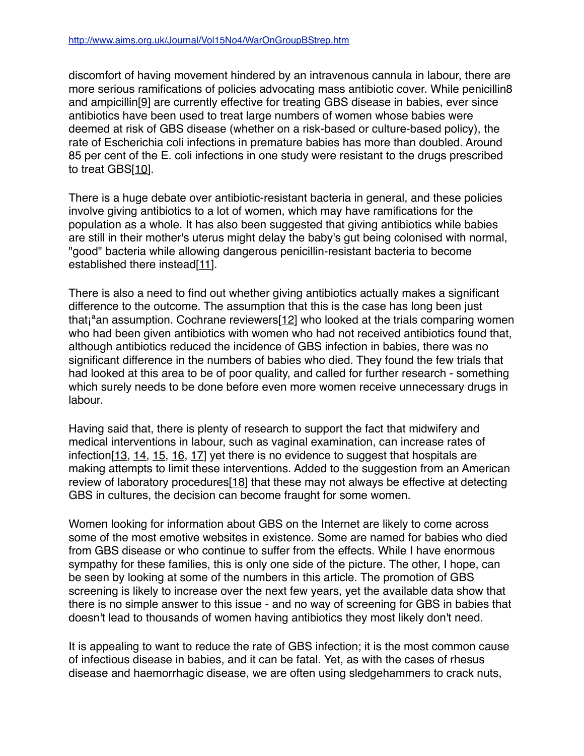discomfort of having movement hindered by an intravenous cannula in labour, there are more serious ramifications of policies advocating mass antibiotic cover. While penicillin8 and ampicillin[9] are currently effective for treating GBS disease in babies, ever since antibiotics have been used to treat large numbers of women whose babies were deemed at risk of GBS disease (whether on a risk-based or culture-based policy), the rate of Escherichia coli infections in premature babies has more than doubled. Around 85 per cent of the E. coli infections in one study were resistant to the drugs prescribed to treat GBS[10].

There is a huge debate over antibiotic-resistant bacteria in general, and these policies involve giving antibiotics to a lot of women, which may have ramifications for the population as a whole. It has also been suggested that giving antibiotics while babies are still in their mother's uterus might delay the baby's gut being colonised with normal, "good" bacteria while allowing dangerous penicillin-resistant bacteria to become established there instead[11].

There is also a need to find out whether giving antibiotics actually makes a significant difference to the outcome. The assumption that this is the case has long been just that¡ªan assumption. Cochrane reviewers[12] who looked at the trials comparing women who had been given antibiotics with women who had not received antibiotics found that, although antibiotics reduced the incidence of GBS infection in babies, there was no significant difference in the numbers of babies who died. They found the few trials that had looked at this area to be of poor quality, and called for further research - something which surely needs to be done before even more women receive unnecessary drugs in labour.

Having said that, there is plenty of research to support the fact that midwifery and medical interventions in labour, such as vaginal examination, can increase rates of infection[13, 14, 15, 16, 17] yet there is no evidence to suggest that hospitals are making attempts to limit these interventions. Added to the suggestion from an American review of laboratory procedures[18] that these may not always be effective at detecting GBS in cultures, the decision can become fraught for some women.

Women looking for information about GBS on the Internet are likely to come across some of the most emotive websites in existence. Some are named for babies who died from GBS disease or who continue to suffer from the effects. While I have enormous sympathy for these families, this is only one side of the picture. The other, I hope, can be seen by looking at some of the numbers in this article. The promotion of GBS screening is likely to increase over the next few years, yet the available data show that there is no simple answer to this issue - and no way of screening for GBS in babies that doesn't lead to thousands of women having antibiotics they most likely don't need.

It is appealing to want to reduce the rate of GBS infection; it is the most common cause of infectious disease in babies, and it can be fatal. Yet, as with the cases of rhesus disease and haemorrhagic disease, we are often using sledgehammers to crack nuts,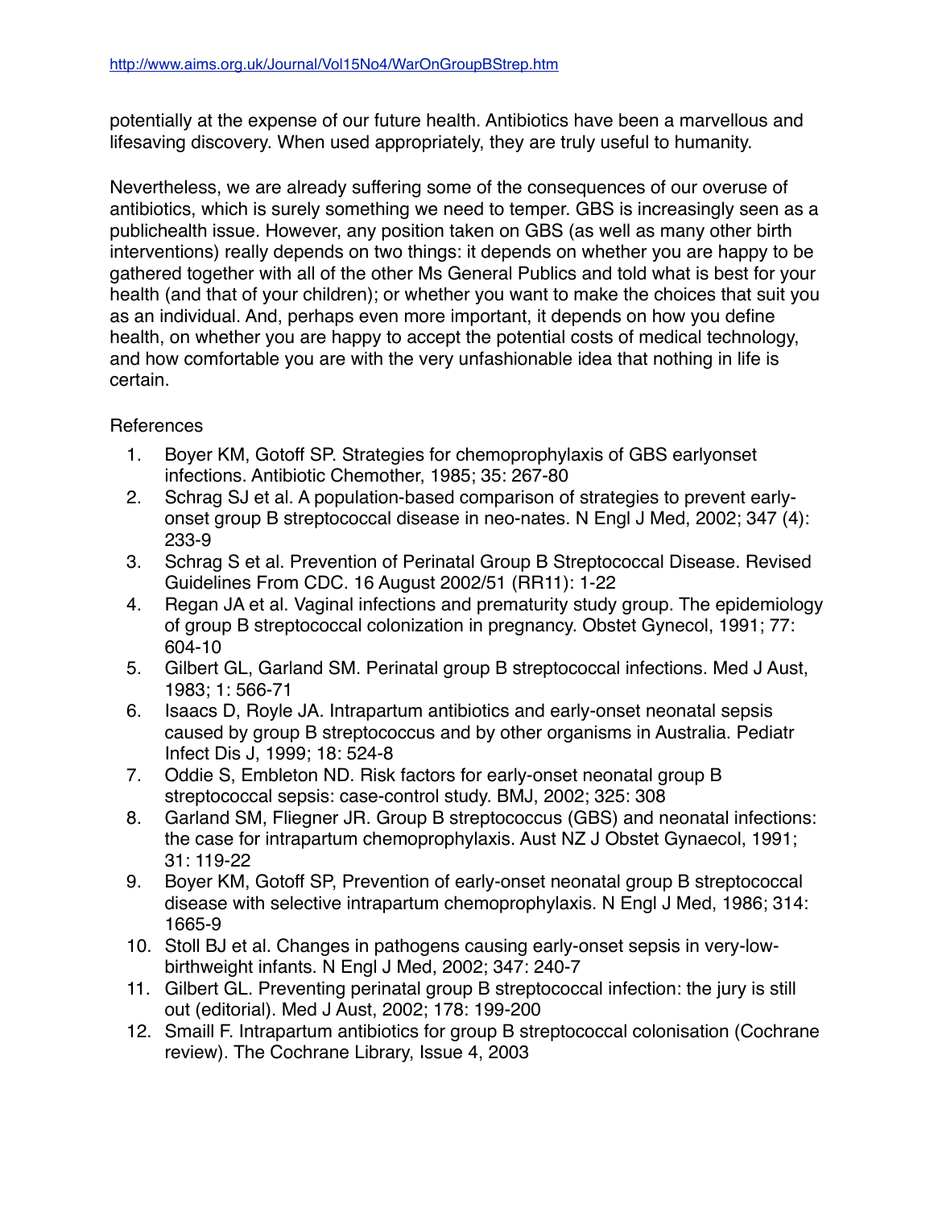potentially at the expense of our future health. Antibiotics have been a marvellous and lifesaving discovery. When used appropriately, they are truly useful to humanity.

Nevertheless, we are already suffering some of the consequences of our overuse of antibiotics, which is surely something we need to temper. GBS is increasingly seen as a publichealth issue. However, any position taken on GBS (as well as many other birth interventions) really depends on two things: it depends on whether you are happy to be gathered together with all of the other Ms General Publics and told what is best for your health (and that of your children); or whether you want to make the choices that suit you as an individual. And, perhaps even more important, it depends on how you define health, on whether you are happy to accept the potential costs of medical technology, and how comfortable you are with the very unfashionable idea that nothing in life is certain.

References

1. Boyer KM, Gotoff SP. Strategies for chemoprophylaxis of GBS earlyonset infections. Antibiotic Chemother, 1985; 35: 267-80
2. Schrag SJ et al. A population-based comparison of strategies to prevent early-onset group B streptococcal disease in neo-nates. N Engl J Med, 2002; 347 (4): 233-9
3. Schrag S et al. Prevention of Perinatal Group B Streptococcal Disease. Revised Guidelines From CDC. 16 August 2002/51 (RR11): 1-22
4. Regan JA et al. Vaginal infections and prematurity study group. The epidemiology of group B streptococcal colonization in pregnancy. Obstet Gynecol, 1991; 77: 604-10
5. Gilbert GL, Garland SM. Perinatal group B streptococcal infections. Med J Aust, 1983; 1: 566-71
6. Isaacs D, Royle JA. Intrapartum antibiotics and early-onset neonatal sepsis caused by group B streptococcus and by other organisms in Australia. Pediatr Infect Dis J, 1999; 18: 524-8
7. Oddie S, Embleton ND. Risk factors for early-onset neonatal group B streptococcal sepsis: case-control study. BMJ, 2002; 325: 308
8. Garland SM, Fliegner JR. Group B streptococcus (GBS) and neonatal infections: the case for intrapartum chemoprophylaxis. Aust NZ J Obstet Gynaecol, 1991; 31: 119-22
9. Boyer KM, Gotoff SP, Prevention of early-onset neonatal group B streptococcal disease with selective intrapartum chemoprophylaxis. N Engl J Med, 1986; 314: 1665-9
10. Stoll BJ et al. Changes in pathogens causing early-onset sepsis in very-low-birthweight infants. N Engl J Med, 2002; 347: 240-7
11. Gilbert GL. Preventing perinatal group B streptococcal infection: the jury is still out (editorial). Med J Aust, 2002; 178: 199-200
12. Smaill F. Intrapartum antibiotics for group B streptococcal colonisation (Cochrane review). The Cochrane Library, Issue 4, 2003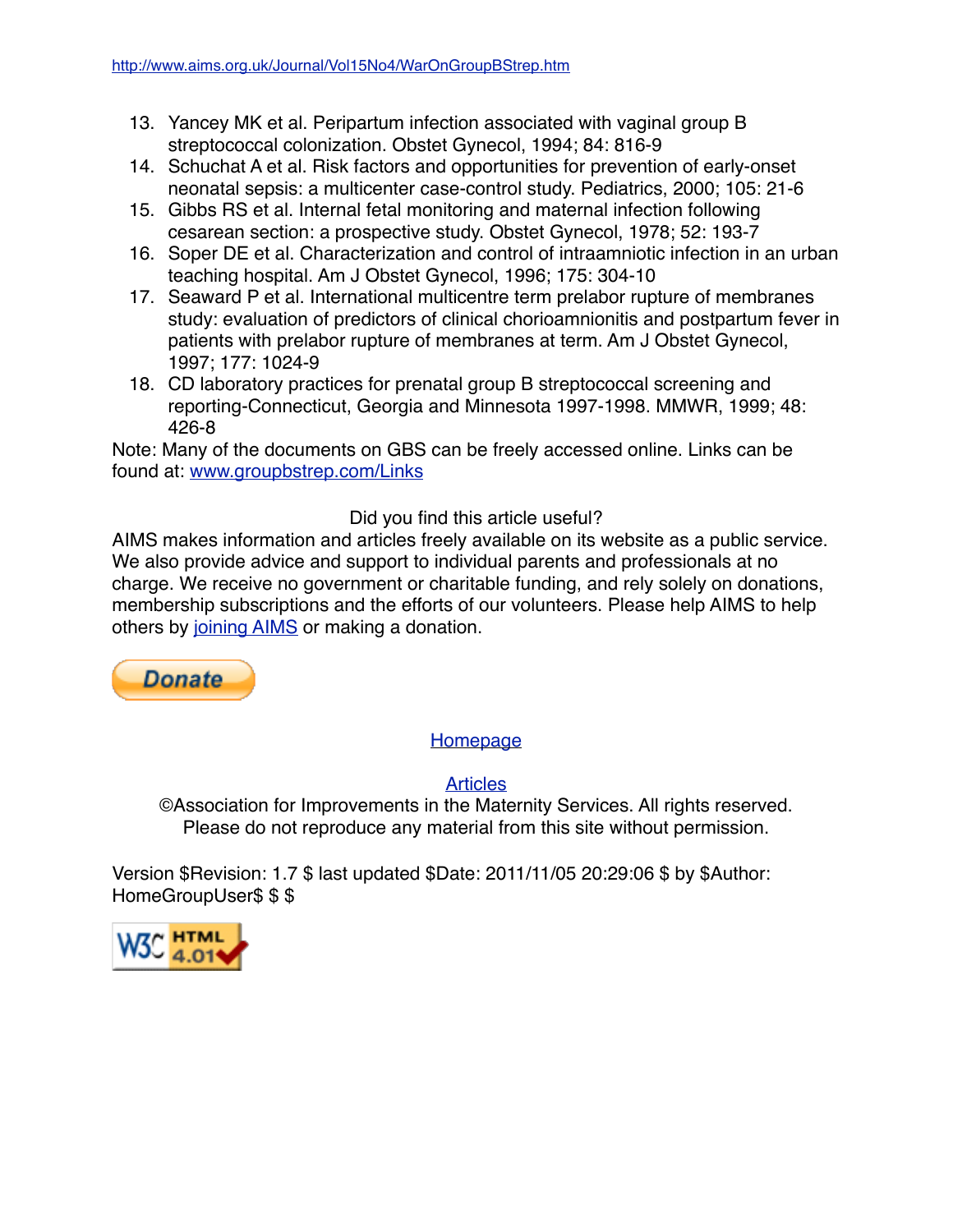13. Yancey MK et al. Peripartum infection associated with vaginal group B streptococcal colonization. Obstet Gynecol, 1994; 84: 816-9
14. Schuchat A et al. Risk factors and opportunities for prevention of early-onset neonatal sepsis: a multicenter case-control study. Pediatrics, 2000; 105: 21-6
15. Gibbs RS et al. Internal fetal monitoring and maternal infection following cesarean section: a prospective study. Obstet Gynecol, 1978; 52: 193-7
16. Soper DE et al. Characterization and control of intraamniotic infection in an urban teaching hospital. Am J Obstet Gynecol, 1996; 175: 304-10
17. Seaward P et al. International multicentre term prelabor rupture of membranes study: evaluation of predictors of clinical chorioamnionitis and postpartum fever in patients with prelabor rupture of membranes at term. Am J Obstet Gynecol, 1997; 177: 1024-9
18. CD laboratory practices for prenatal group B streptococcal screening and reporting-Connecticut, Georgia and Minnesota 1997-1998. MMWR, 1999; 48: 426-8

Note: Many of the documents on GBS can be freely accessed online. Links can be found at: [www.groupbstrep.com/Links](http://www.groupbstrep.com/Links)

Did you find this article useful?

AIMS makes information and articles freely available on its website as a public service. We also provide advice and support to individual parents and professionals at no charge. We receive no government or charitable funding, and rely solely on donations, membership subscriptions and the efforts of our volunteers. Please help AIMS to help others by [joining AIMS]() or making a donation.

Donate

[Homepage]()

[Articles]()

©Association for Improvements in the Maternity Services. All rights reserved. Please do not reproduce any material from this site without permission.

Version $Revision: 1.7 $ last updated $Date: 2011/11/05 20:29:06 $ by $Author: HomeGroupUser$ $ $

W3C HTML 4.01